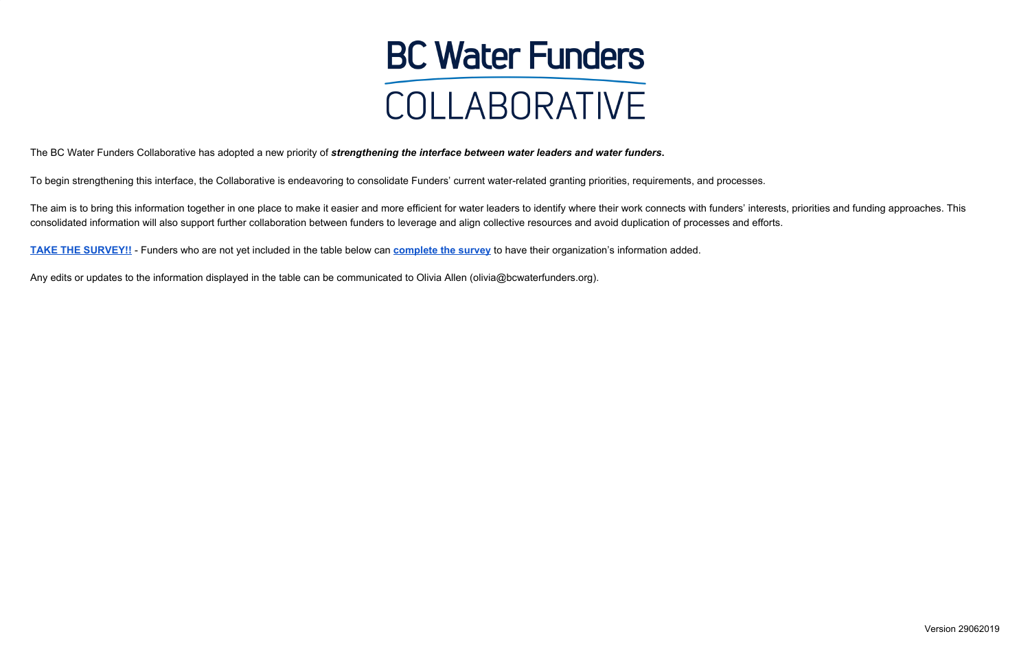# BC Water Funders COLLABORATIVE

The BC Water Funders Collaborative has adopted a new priority of ***strengthening the interface between water leaders and water funders.***

To begin strengthening this interface, the Collaborative is endeavoring to consolidate Funders' current water-related granting priorities, requirements, and processes.

The aim is to bring this information together in one place to make it easier and more efficient for water leaders to identify where their work connects with funders' interests, priorities and funding approaches. This consolidated information will also support further collaboration between funders to leverage and align collective resources and avoid duplication of processes and efforts.

**TAKE THE SURVEY!!** - Funders who are not yet included in the table below can **complete the survey** to have their organization's information added.

Any edits or updates to the information displayed in the table can be communicated to Olivia Allen (olivia@bcwaterfunders.org).

Version 29062019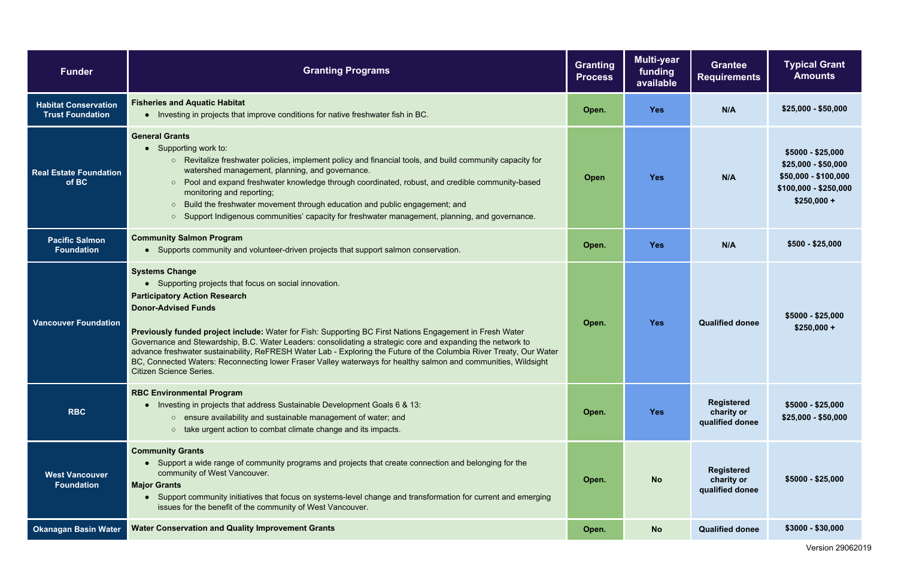| Funder | Granting Programs | Granting Process | Multi-year funding available | Grantee Requirements | Typical Grant Amounts |
|---|---|---|---|---|---|
| **Habitat Conservation Trust Foundation** | **Fisheries and Aquatic Habitat**<br>• Investing in projects that improve conditions for native freshwater fish in BC. | Open. | Yes | N/A | $25,000 - $50,000 |
| **Real Estate Foundation of BC** | **General Grants**<br>• Supporting work to:<br>◦ Revitalize freshwater policies, implement policy and financial tools, and build community capacity for watershed management, planning, and governance.<br>◦ Pool and expand freshwater knowledge through coordinated, robust, and credible community-based monitoring and reporting;<br>◦ Build the freshwater movement through education and public engagement; and<br>◦ Support Indigenous communities' capacity for freshwater management, planning, and governance. | Open | Yes | N/A | $5000 - $25,000<br>$25,000 - $50,000<br>$50,000 - $100,000<br>$100,000 - $250,000<br>$250,000 + |
| **Pacific Salmon Foundation** | **Community Salmon Program**<br>• Supports community and volunteer-driven projects that support salmon conservation. | Open. | Yes | N/A | $500 - $25,000 |
| **Vancouver Foundation** | **Systems Change**<br>• Supporting projects that focus on social innovation.<br>**Participatory Action Research**<br>**Donor-Advised Funds**<br><br>**Previously funded project include:** Water for Fish: Supporting BC First Nations Engagement in Fresh Water Governance and Stewardship, B.C. Water Leaders: consolidating a strategic core and expanding the network to advance freshwater sustainability, ReFRESH Water Lab - Exploring the Future of the Columbia River Treaty, Our Water BC, Connected Waters: Reconnecting lower Fraser Valley waterways for healthy salmon and communities, Wildsight Citizen Science Series. | Open. | Yes | Qualified donee | $5000 - $25,000<br>$250,000 + |
| **RBC** | **RBC Environmental Program**<br>• Investing in projects that address Sustainable Development Goals 6 & 13:<br>◦ ensure availability and sustainable management of water; and<br>◦ take urgent action to combat climate change and its impacts. | Open. | Yes | Registered charity or qualified donee | $5000 - $25,000<br>$25,000 - $50,000 |
| **West Vancouver Foundation** | **Community Grants**<br>• Support a wide range of community programs and projects that create connection and belonging for the community of West Vancouver.<br>**Major Grants**<br>• Support community initiatives that focus on systems-level change and transformation for current and emerging issues for the benefit of the community of West Vancouver. | Open. | No | Registered charity or qualified donee | $5000 - $25,000 |
| **Okanagan Basin Water** | **Water Conservation and Quality Improvement Grants** | Open. | No | Qualified donee | $3000 - $30,000 |

Version 29062019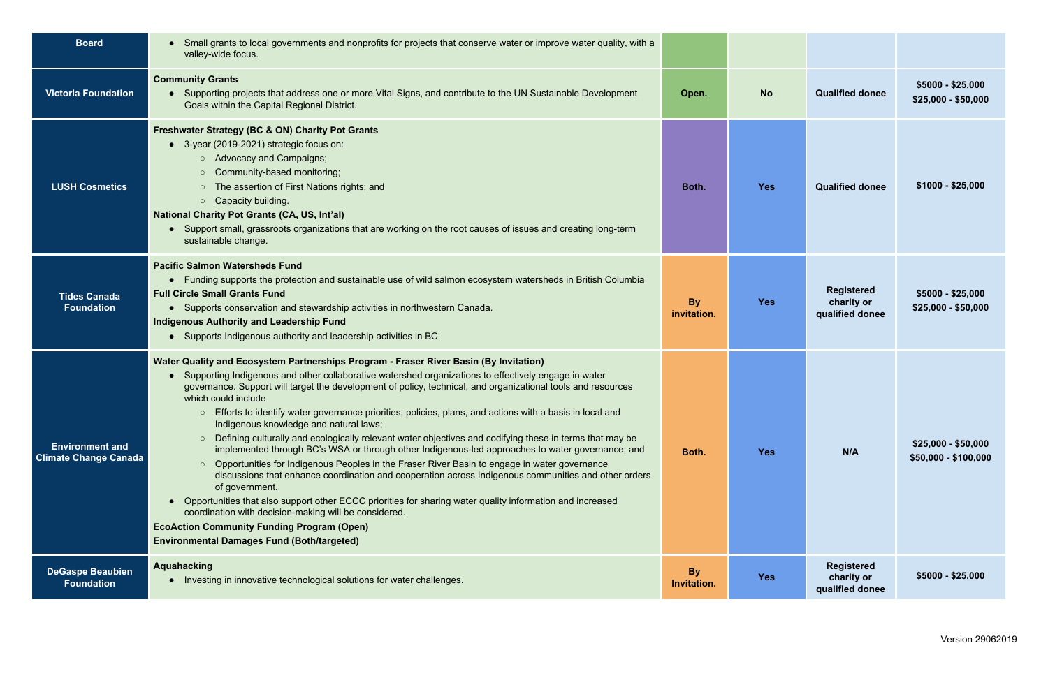| | | | | | |
|---|---|---|---|---|---|
| **Board** | • Small grants to local governments and nonprofits for projects that conserve water or improve water quality, with a valley-wide focus. | | | | |
| **Victoria Foundation** | **Community Grants**<br>• Supporting projects that address one or more Vital Signs, and contribute to the UN Sustainable Development Goals within the Capital Regional District. | **Open.** | **No** | **Qualified donee** | **$5000 - $25,000**<br>**$25,000 - $50,000** |
| **LUSH Cosmetics** | **Freshwater Strategy (BC & ON) Charity Pot Grants**<br>• 3-year (2019-2021) strategic focus on:<br>  ○ Advocacy and Campaigns;<br>  ○ Community-based monitoring;<br>  ○ The assertion of First Nations rights; and<br>  ○ Capacity building.<br>**National Charity Pot Grants (CA, US, Int'al)**<br>• Support small, grassroots organizations that are working on the root causes of issues and creating long-term sustainable change. | **Both.** | **Yes** | **Qualified donee** | **$1000 - $25,000** |
| **Tides Canada Foundation** | **Pacific Salmon Watersheds Fund**<br>• Funding supports the protection and sustainable use of wild salmon ecosystem watersheds in British Columbia<br>**Full Circle Small Grants Fund**<br>• Supports conservation and stewardship activities in northwestern Canada.<br>**Indigenous Authority and Leadership Fund**<br>• Supports Indigenous authority and leadership activities in BC | **By invitation.** | **Yes** | **Registered charity or qualified donee** | **$5000 - $25,000**<br>**$25,000 - $50,000** |
| **Environment and Climate Change Canada** | **Water Quality and Ecosystem Partnerships Program - Fraser River Basin (By Invitation)**<br>• Supporting Indigenous and other collaborative watershed organizations to effectively engage in water governance. Support will target the development of policy, technical, and organizational tools and resources which could include<br>  ○ Efforts to identify water governance priorities, policies, plans, and actions with a basis in local and Indigenous knowledge and natural laws;<br>  ○ Defining culturally and ecologically relevant water objectives and codifying these in terms that may be implemented through BC's WSA or through other Indigenous-led approaches to water governance; and<br>  ○ Opportunities for Indigenous Peoples in the Fraser River Basin to engage in water governance discussions that enhance coordination and cooperation across Indigenous communities and other orders of government.<br>• Opportunities that also support other ECCC priorities for sharing water quality information and increased coordination with decision-making will be considered.<br>**EcoAction Community Funding Program (Open)**<br>**Environmental Damages Fund (Both/targeted)** | **Both.** | **Yes** | **N/A** | **$25,000 - $50,000**<br>**$50,000 - $100,000** |
| **DeGaspe Beaubien Foundation** | **Aquahacking**<br>• Investing in innovative technological solutions for water challenges. | **By Invitation.** | **Yes** | **Registered charity or qualified donee** | **$5000 - $25,000** |

Version 29062019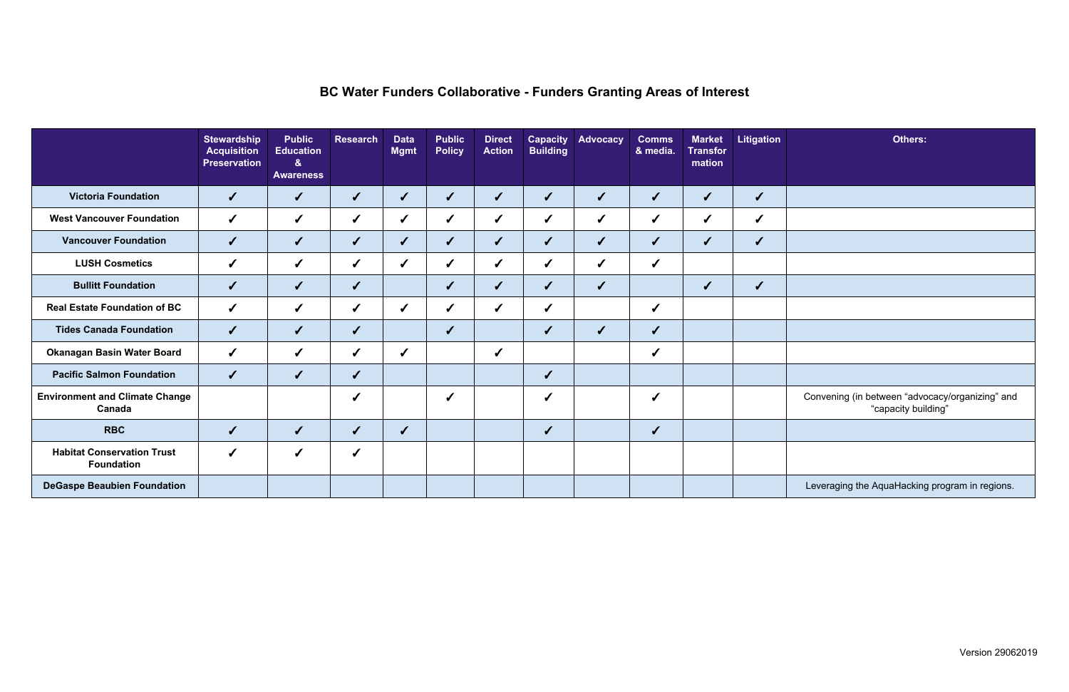# BC Water Funders Collaborative - Funders Granting Areas of Interest

| | Stewardship Acquisition Preservation | Public Education & Awareness | Research | Data Mgmt | Public Policy | Direct Action | Capacity Building | Advocacy | Comms & media. | Market Transformation | Litigation | Others: |
|---|---|---|---|---|---|---|---|---|---|---|---|---|
| **Victoria Foundation** | ✓ | ✓ | ✓ | ✓ | ✓ | ✓ | ✓ | ✓ | ✓ | ✓ | ✓ | |
| **West Vancouver Foundation** | ✓ | ✓ | ✓ | ✓ | ✓ | ✓ | ✓ | ✓ | ✓ | ✓ | ✓ | |
| **Vancouver Foundation** | ✓ | ✓ | ✓ | ✓ | ✓ | ✓ | ✓ | ✓ | ✓ | ✓ | ✓ | |
| **LUSH Cosmetics** | ✓ | ✓ | ✓ | ✓ | ✓ | ✓ | ✓ | ✓ | ✓ | | | |
| **Bullitt Foundation** | ✓ | ✓ | ✓ | | ✓ | ✓ | ✓ | ✓ | | ✓ | ✓ | |
| **Real Estate Foundation of BC** | ✓ | ✓ | ✓ | ✓ | ✓ | ✓ | ✓ | | ✓ | | | |
| **Tides Canada Foundation** | ✓ | ✓ | ✓ | | ✓ | | ✓ | ✓ | ✓ | | | |
| **Okanagan Basin Water Board** | ✓ | ✓ | ✓ | ✓ | | ✓ | | | ✓ | | | |
| **Pacific Salmon Foundation** | ✓ | ✓ | ✓ | | | | ✓ | | | | | |
| **Environment and Climate Change Canada** | | | ✓ | | ✓ | | ✓ | | ✓ | | | Convening (in between "advocacy/organizing" and "capacity building" |
| **RBC** | ✓ | ✓ | ✓ | ✓ | | | ✓ | | ✓ | | | |
| **Habitat Conservation Trust Foundation** | ✓ | ✓ | ✓ | | | | | | | | | |
| **DeGaspe Beaubien Foundation** | | | | | | | | | | | | Leveraging the AquaHacking program in regions. |

Version 29062019